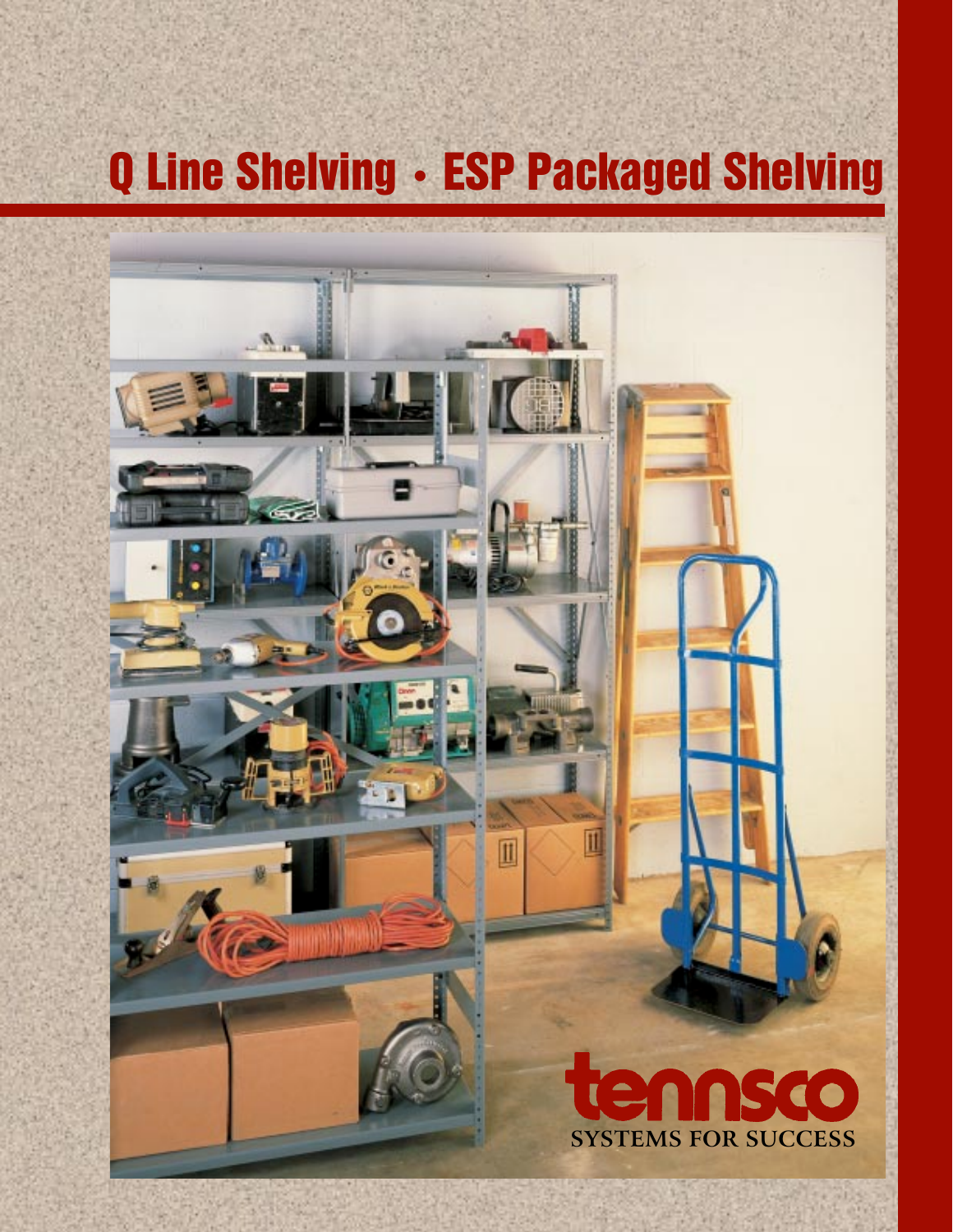# Q Line Shelving • ESP Packaged Shelving

tennsco

SYSTEMS FOR SUCCESS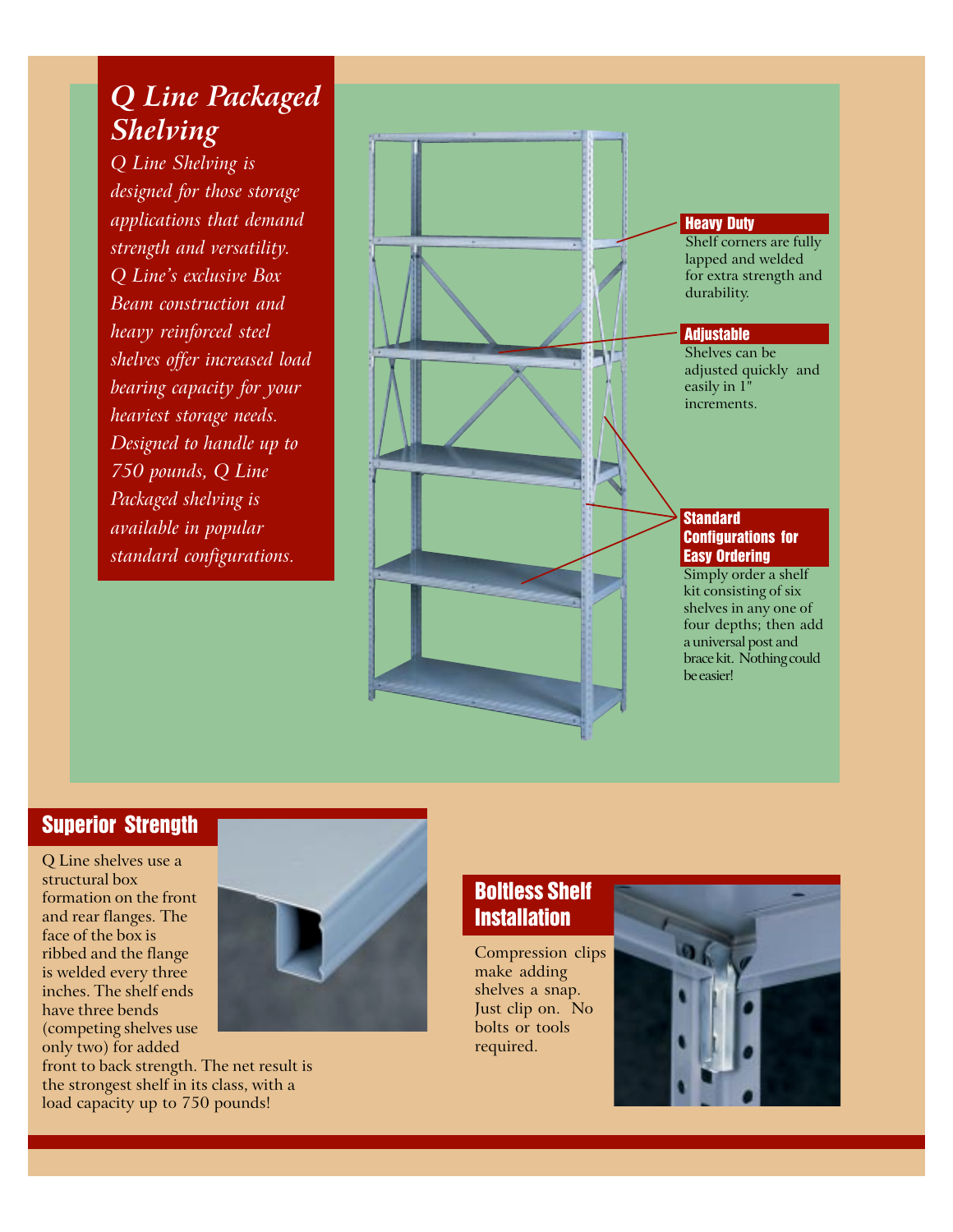# Q Line Packaged Shelving

*Q Line Shelving is designed for those storage applications that demand strength and versatility. Q Line's exclusive Box Beam construction and heavy reinforced steel shelves offer increased load bearing capacity for your heaviest storage needs. Designed to handle up to 750 pounds, Q Line Packaged shelving is available in popular standard configurations.*

### Heavy Duty

Shelf corners are fully lapped and welded for extra strength and durability.

### Adjustable

Shelves can be adjusted quickly and easily in 1" increments.

### Standard Configurations for Easy Ordering

Simply order a shelf kit consisting of six shelves in any one of four depths; then add a universal post and brace kit. Nothing could be easier!

## Superior Strength

Q Line shelves use a structural box formation on the front and rear flanges. The face of the box is ribbed and the flange is welded every three inches. The shelf ends have three bends (competing shelves use only two) for added front to back strength. The net result is the strongest shelf in its class, with a load capacity up to 750 pounds!

## Boltless Shelf Installation

Compression clips make adding shelves a snap. Just clip on. No bolts or tools required.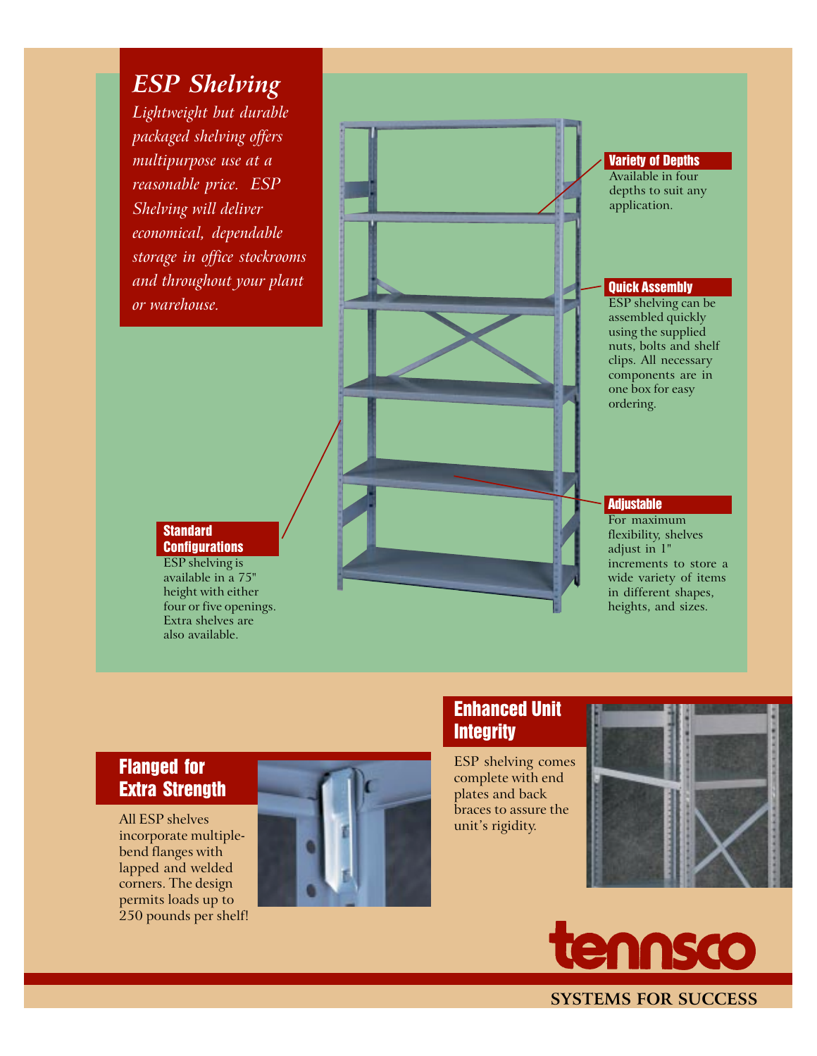# ESP Shelving

*Lightweight but durable packaged shelving offers multipurpose use at a reasonable price. ESP Shelving will deliver economical, dependable storage in office stockrooms and throughout your plant or warehouse.*

### Variety of Depths

Available in four depths to suit any application.

### Quick Assembly

ESP shelving can be assembled quickly using the supplied nuts, bolts and shelf clips. All necessary components are in one box for easy ordering.

### Adjustable

For maximum flexibility, shelves adjust in 1" increments to store a wide variety of items in different shapes, heights, and sizes.

### Standard Configurations

ESP shelving is available in a 75" height with either four or five openings. Extra shelves are also available.

## Flanged for Extra Strength

All ESP shelves incorporate multiple-bend flanges with lapped and welded corners. The design permits loads up to 250 pounds per shelf!

## Enhanced Unit Integrity

ESP shelving comes complete with end plates and back braces to assure the unit's rigidity.

**tennsco**

SYSTEMS FOR SUCCESS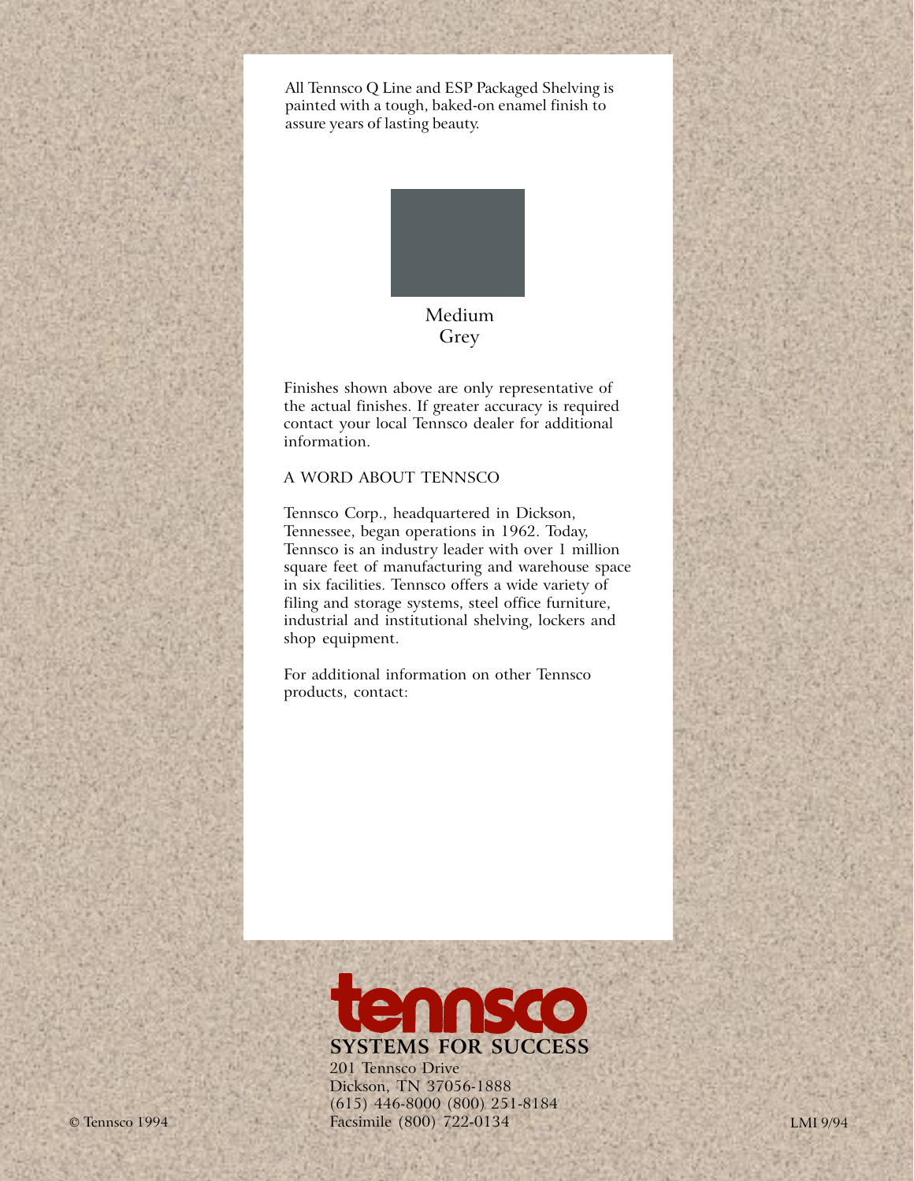All Tennsco Q Line and ESP Packaged Shelving is painted with a tough, baked-on enamel finish to assure years of lasting beauty.

Medium Grey

Finishes shown above are only representative of the actual finishes. If greater accuracy is required contact your local Tennsco dealer for additional information.

## A WORD ABOUT TENNSCO

Tennsco Corp., headquartered in Dickson, Tennessee, began operations in 1962. Today, Tennsco is an industry leader with over 1 million square feet of manufacturing and warehouse space in six facilities. Tennsco offers a wide variety of filing and storage systems, steel office furniture, industrial and institutional shelving, lockers and shop equipment.

For additional information on other Tennsco products, contact:

**tennsco**

**SYSTEMS FOR SUCCESS**

201 Tennsco Drive
Dickson, TN 37056-1888
(615) 446-8000 (800) 251-8184
Facsimile (800) 722-0134

© Tennsco 1994

LMI 9/94